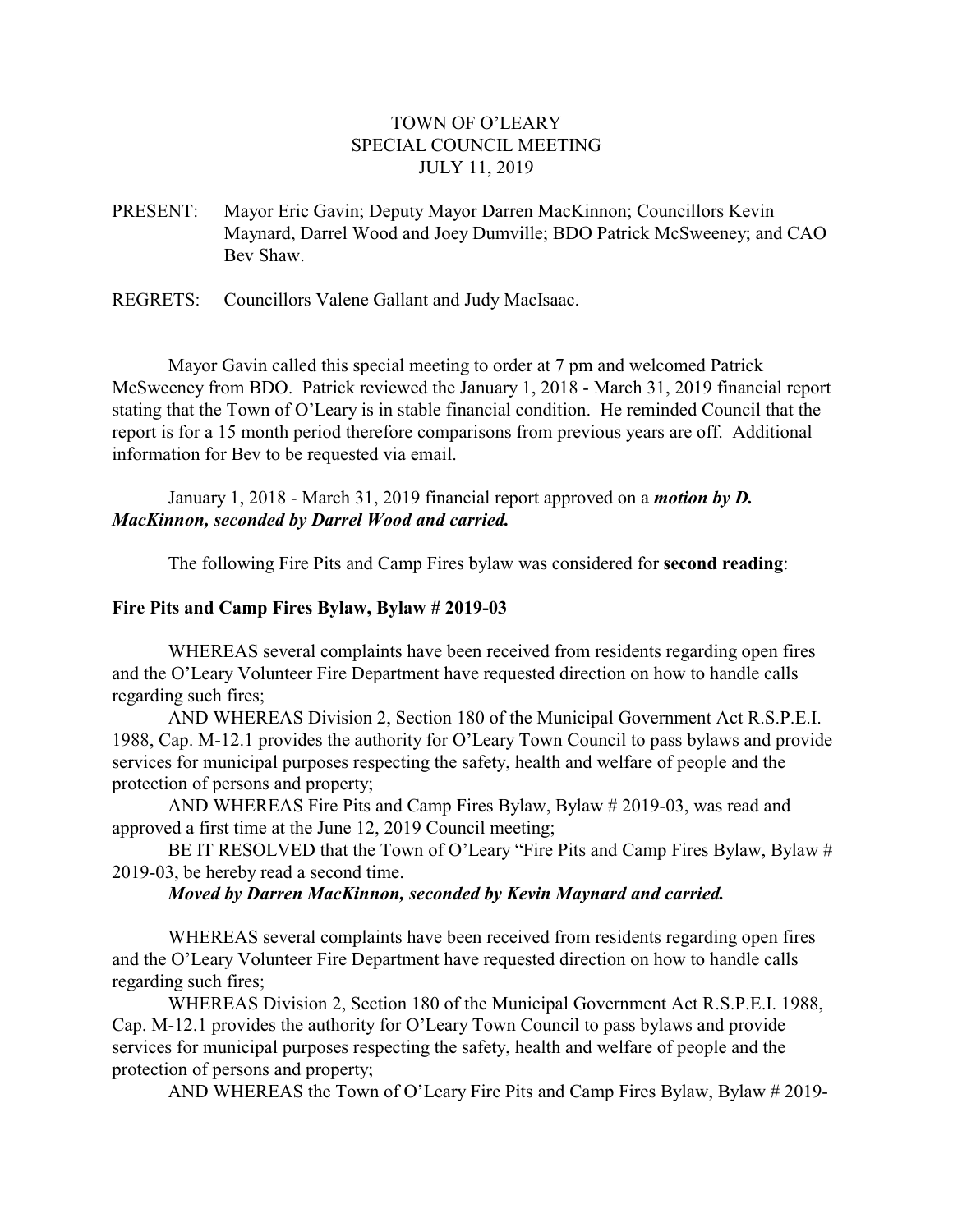TOWN OF O'LEARY
SPECIAL COUNCIL MEETING
JULY 11, 2019

PRESENT: Mayor Eric Gavin; Deputy Mayor Darren MacKinnon; Councillors Kevin Maynard, Darrel Wood and Joey Dumville; BDO Patrick McSweeney; and CAO Bev Shaw.

REGRETS: Councillors Valene Gallant and Judy MacIsaac.

Mayor Gavin called this special meeting to order at 7 pm and welcomed Patrick McSweeney from BDO. Patrick reviewed the January 1, 2018 - March 31, 2019 financial report stating that the Town of O'Leary is in stable financial condition. He reminded Council that the report is for a 15 month period therefore comparisons from previous years are off. Additional information for Bev to be requested via email.

January 1, 2018 - March 31, 2019 financial report approved on a ***motion by D. MacKinnon, seconded by Darrel Wood and carried.***

The following Fire Pits and Camp Fires bylaw was considered for **second reading**:

**Fire Pits and Camp Fires Bylaw, Bylaw # 2019-03**

WHEREAS several complaints have been received from residents regarding open fires and the O'Leary Volunteer Fire Department have requested direction on how to handle calls regarding such fires;

AND WHEREAS Division 2, Section 180 of the Municipal Government Act R.S.P.E.I. 1988, Cap. M-12.1 provides the authority for O'Leary Town Council to pass bylaws and provide services for municipal purposes respecting the safety, health and welfare of people and the protection of persons and property;

AND WHEREAS Fire Pits and Camp Fires Bylaw, Bylaw # 2019-03, was read and approved a first time at the June 12, 2019 Council meeting;

BE IT RESOLVED that the Town of O'Leary "Fire Pits and Camp Fires Bylaw, Bylaw # 2019-03, be hereby read a second time.

***Moved by Darren MacKinnon, seconded by Kevin Maynard and carried.***

WHEREAS several complaints have been received from residents regarding open fires and the O'Leary Volunteer Fire Department have requested direction on how to handle calls regarding such fires;

WHEREAS Division 2, Section 180 of the Municipal Government Act R.S.P.E.I. 1988, Cap. M-12.1 provides the authority for O'Leary Town Council to pass bylaws and provide services for municipal purposes respecting the safety, health and welfare of people and the protection of persons and property;

AND WHEREAS the Town of O'Leary Fire Pits and Camp Fires Bylaw, Bylaw # 2019-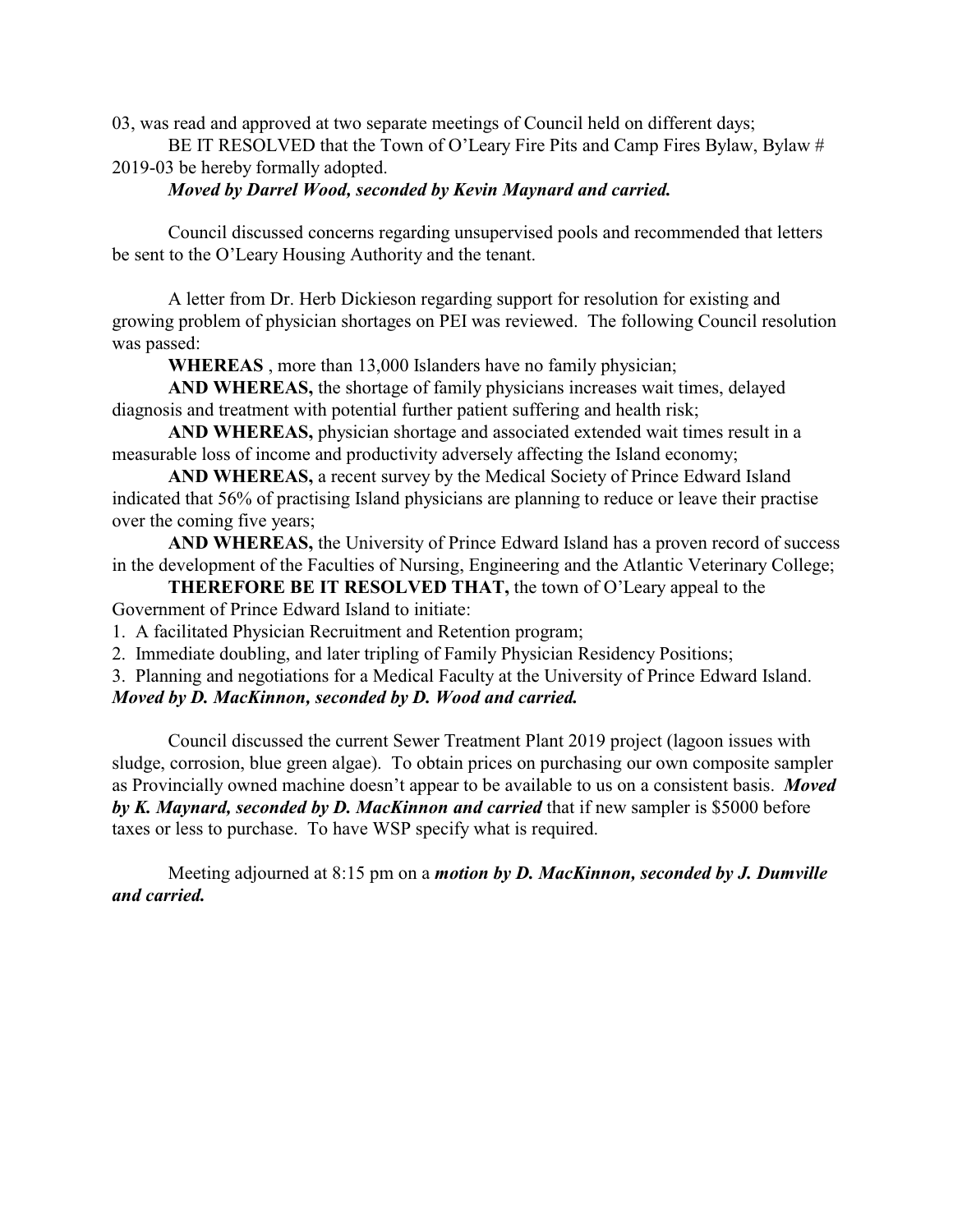03, was read and approved at two separate meetings of Council held on different days;

BE IT RESOLVED that the Town of O'Leary Fire Pits and Camp Fires Bylaw, Bylaw # 2019-03 be hereby formally adopted.

***Moved by Darrel Wood, seconded by Kevin Maynard and carried.***

Council discussed concerns regarding unsupervised pools and recommended that letters be sent to the O'Leary Housing Authority and the tenant.

A letter from Dr. Herb Dickieson regarding support for resolution for existing and growing problem of physician shortages on PEI was reviewed. The following Council resolution was passed:

**WHEREAS** , more than 13,000 Islanders have no family physician;

**AND WHEREAS,** the shortage of family physicians increases wait times, delayed diagnosis and treatment with potential further patient suffering and health risk;

**AND WHEREAS,** physician shortage and associated extended wait times result in a measurable loss of income and productivity adversely affecting the Island economy;

**AND WHEREAS,** a recent survey by the Medical Society of Prince Edward Island indicated that 56% of practising Island physicians are planning to reduce or leave their practise over the coming five years;

**AND WHEREAS,** the University of Prince Edward Island has a proven record of success in the development of the Faculties of Nursing, Engineering and the Atlantic Veterinary College;

**THEREFORE BE IT RESOLVED THAT,** the town of O'Leary appeal to the Government of Prince Edward Island to initiate:

1. A facilitated Physician Recruitment and Retention program;
2. Immediate doubling, and later tripling of Family Physician Residency Positions;
3. Planning and negotiations for a Medical Faculty at the University of Prince Edward Island.

***Moved by D. MacKinnon, seconded by D. Wood and carried.***

Council discussed the current Sewer Treatment Plant 2019 project (lagoon issues with sludge, corrosion, blue green algae). To obtain prices on purchasing our own composite sampler as Provincially owned machine doesn't appear to be available to us on a consistent basis. ***Moved by K. Maynard, seconded by D. MacKinnon and carried*** that if new sampler is $5000 before taxes or less to purchase. To have WSP specify what is required.

Meeting adjourned at 8:15 pm on a ***motion by D. MacKinnon, seconded by J. Dumville and carried.***